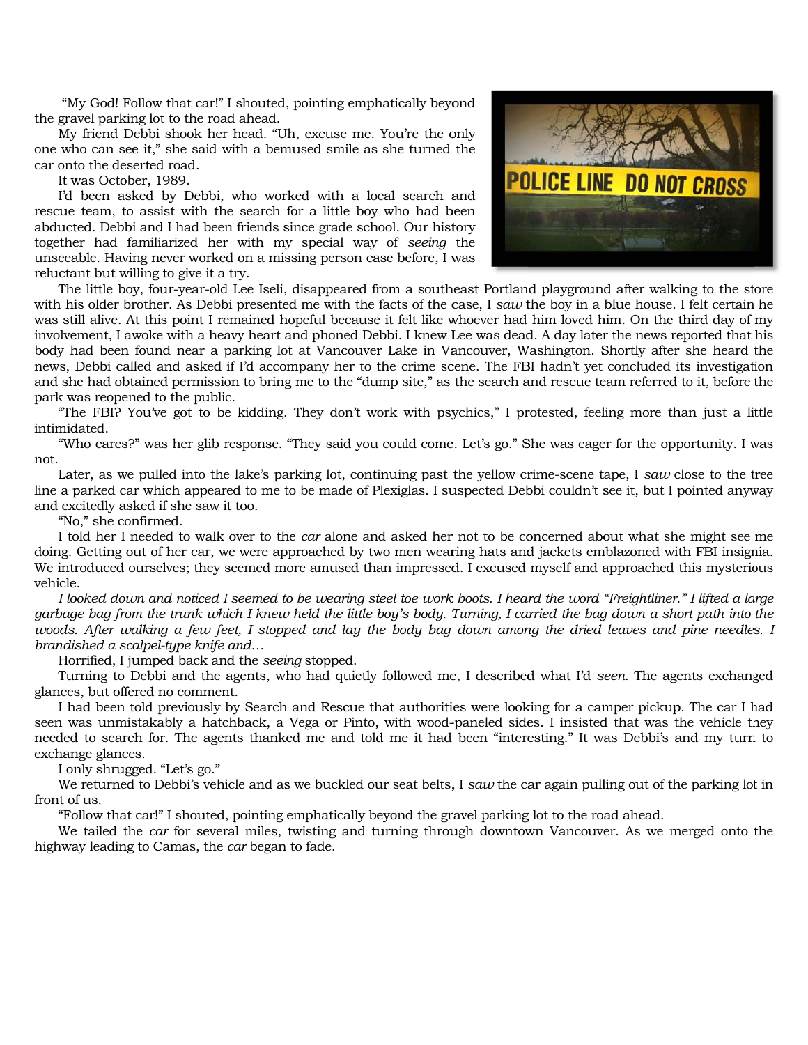"My God! Follow that car!" I shouted, pointing emphatically beyond the gravel parking lot to the road ahead.

My friend Debbi shook her head. "Uh, excuse me. You're the only one who can see it," she said with a bemused smile as she turned the car onto the deserted road.

It was October, 1989.

I'd been asked by Debbi, who worked with a local search and rescue team, to assist with the search for a little boy who had been abducted. Debbi and I had been friends since grade school. Our history together had familiarized her with my special way of *seeing* the unseeable. Having never worked on a missing person case before, I was reluctant but willing to give it a try.

The little boy, four-year-old Lee Iseli, disappeared from a southeast Portland playground after walking to the store with his older brother. As Debbi presented me with the facts of the case, I *saw* the boy in a blue house. I felt certain he was still alive. At this point I remained hopeful because it felt like whoever had him loved him. On the third day of my involvement, I awoke with a heavy heart and phoned Debbi. I knew Lee was dead. A day later the news reported that his body had been found near a parking lot at Vancouver Lake in Vancouver, Washington. Shortly after she heard the news, Debbi called and asked if I'd accompany her to the crime scene. The FBI hadn't yet concluded its investigation and she had obtained permission to bring me to the "dump site," as the search and rescue team referred to it, before the park was reopened to the public.

"The FBI? You've got to be kidding. They don't work with psychics," I protested, feeling more than just a little intimidated.

"Who cares?" was her glib response. "They said you could come. Let's go." She was eager for the opportunity. I was not.

Later, as we pulled into the lake's parking lot, continuing past the yellow crime-scene tape, I *saw* close to the tree line a parked car which appeared to me to be made of Plexiglas. I suspected Debbi couldn't see it, but I pointed anyway and excitedly asked if she saw it too.

"No," she confirmed.

I told her I needed to walk over to the *car* alone and asked her not to be concerned about what she might see me doing. Getting out of her car, we were approached by two men wearing hats and jackets emblazoned with FBI insignia. We introduced ourselves; they seemed more amused than impressed. I excused myself and approached this mysterious vehicle.

*I looked down and noticed I seemed to be wearing steel toe work boots. I heard the word "Freightliner." I lifted a large garbage bag from the trunk which I knew held the little boy's body. Turning, I carried the bag down a short path into the woods. After walking a few feet, I stopped and lay the body bag down among the dried leaves and pine needles. I brandished a scalpel-type knife and…*

Horrified, I jumped back and the *seeing* stopped.

Turning to Debbi and the agents, who had quietly followed me, I described what I'd *seen*. The agents exchanged glances, but offered no comment.

I had been told previously by Search and Rescue that authorities were looking for a camper pickup. The car I had seen was unmistakably a hatchback, a Vega or Pinto, with wood-paneled sides. I insisted that was the vehicle they needed to search for. The agents thanked me and told me it had been "interesting." It was Debbi's and my turn to exchange glances.

I only shrugged. "Let's go."

We returned to Debbi's vehicle and as we buckled our seat belts, I *saw* the car again pulling out of the parking lot in front of us.

"Follow that car!" I shouted, pointing emphatically beyond the gravel parking lot to the road ahead.

We tailed the *car* for several miles, twisting and turning through downtown Vancouver. As we merged onto the highway leading to Camas, the *car* began to fade.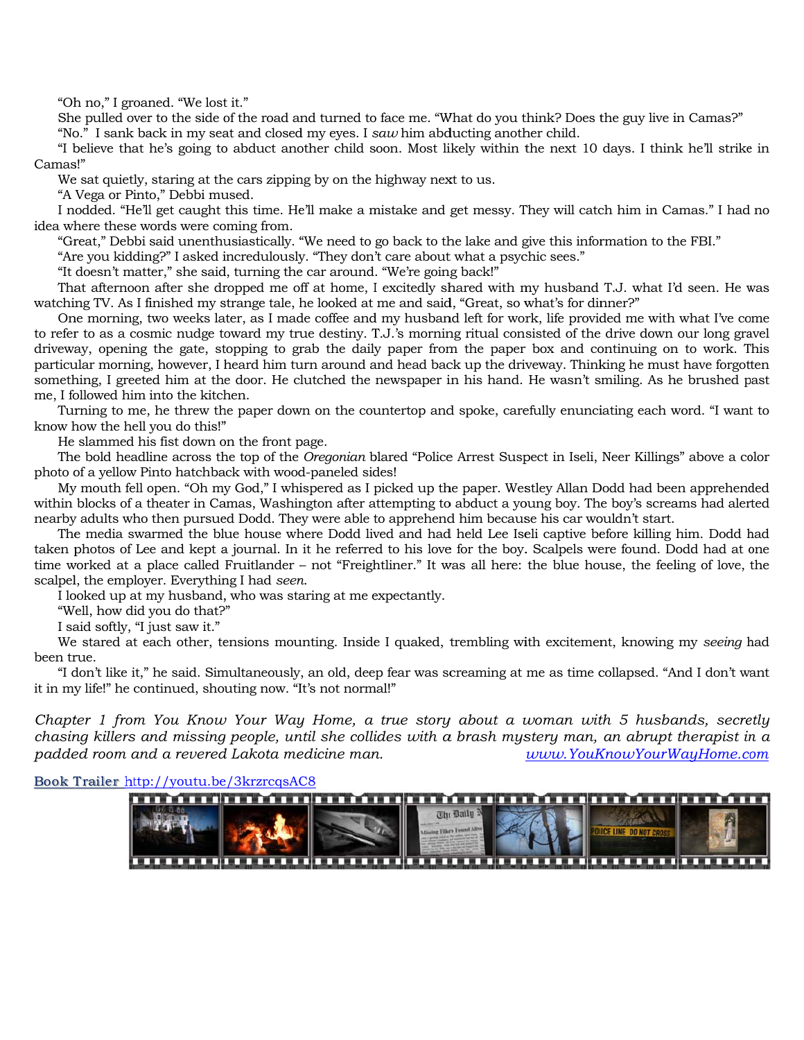"Oh no," I groaned. "We lost it."

She pulled over to the side of the road and turned to face me. "What do you think? Does the guy live in Camas?"

"No." I sank back in my seat and closed my eyes. I *saw* him abducting another child.

"I believe that he's going to abduct another child soon. Most likely within the next 10 days. I think he'll strike in Camas!"

We sat quietly, staring at the cars zipping by on the highway next to us.

"A Vega or Pinto," Debbi mused.

I nodded. "He'll get caught this time. He'll make a mistake and get messy. They will catch him in Camas." I had no idea where these words were coming from.

"Great," Debbi said unenthusiastically. "We need to go back to the lake and give this information to the FBI."

"Are you kidding?" I asked incredulously. "They don't care about what a psychic sees."

"It doesn't matter," she said, turning the car around. "We're going back!"

That afternoon after she dropped me off at home, I excitedly shared with my husband T.J. what I'd seen. He was watching TV. As I finished my strange tale, he looked at me and said, "Great, so what's for dinner?"

One morning, two weeks later, as I made coffee and my husband left for work, life provided me with what I've come to refer to as a cosmic nudge toward my true destiny. T.J.'s morning ritual consisted of the drive down our long gravel driveway, opening the gate, stopping to grab the daily paper from the paper box and continuing on to work. This particular morning, however, I heard him turn around and head back up the driveway. Thinking he must have forgotten something, I greeted him at the door. He clutched the newspaper in his hand. He wasn't smiling. As he brushed past me, I followed him into the kitchen.

Turning to me, he threw the paper down on the countertop and spoke, carefully enunciating each word. "I want to know how the hell you do this!"

He slammed his fist down on the front page.

The bold headline across the top of the *Oregonian* blared "Police Arrest Suspect in Iseli, Neer Killings" above a color photo of a yellow Pinto hatchback with wood-paneled sides!

My mouth fell open. "Oh my God," I whispered as I picked up the paper. Westley Allan Dodd had been apprehended within blocks of a theater in Camas, Washington after attempting to abduct a young boy. The boy's screams had alerted nearby adults who then pursued Dodd. They were able to apprehend him because his car wouldn't start.

The media swarmed the blue house where Dodd lived and had held Lee Iseli captive before killing him. Dodd had taken photos of Lee and kept a journal. In it he referred to his love for the boy. Scalpels were found. Dodd had at one time worked at a place called Fruitlander – not "Freightliner." It was all here: the blue house, the feeling of love, the scalpel, the employer. Everything I had *seen*.

I looked up at my husband, who was staring at me expectantly.

"Well, how did you do that?"

I said softly, "I just saw it."

We stared at each other, tensions mounting. Inside I quaked, trembling with excitement, knowing my *seeing* had been true.

"I don't like it," he said. Simultaneously, an old, deep fear was screaming at me as time collapsed. "And I don't want it in my life!" he continued, shouting now. "It's not normal!"

*Chapter 1 from You Know Your Way Home, a true story about a woman with 5 husbands, secretly chasing killers and missing people, until she collides with a brash mystery man, an abrupt therapist in a padded room and a revered Lakota medicine man.* *www.YouKnowYourWayHome.com*

Book Trailer http://youtu.be/3krzrcqsAC8